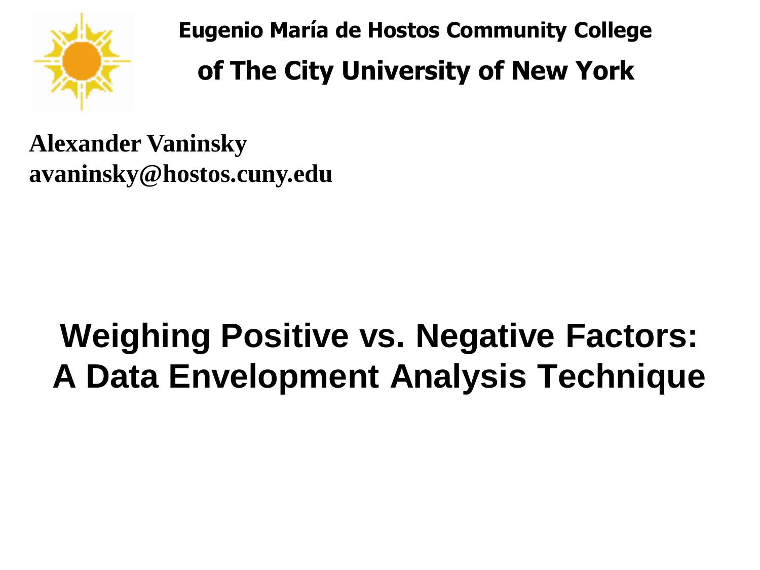**Eugenio María de Hostos Community College**

**of The City University of New York**

**Alexander Vaninsky**
**avaninsky@hostos.cuny.edu**

# Weighing Positive vs. Negative Factors: A Data Envelopment Analysis Technique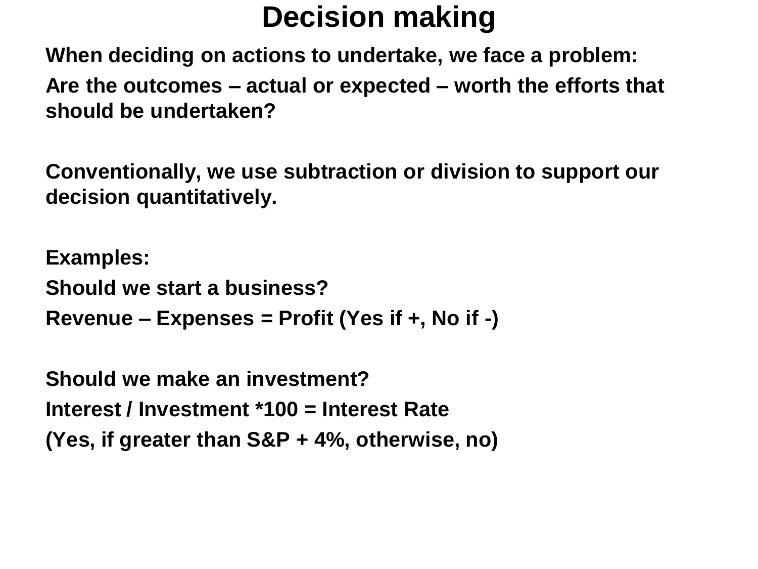# Decision making

**When deciding on actions to undertake, we face a problem:**

**Are the outcomes – actual or expected – worth the efforts that should be undertaken?**

**Conventionally, we use subtraction or division to support our decision quantitatively.**

**Examples:**

**Should we start a business?**

**Revenue – Expenses = Profit (Yes if +, No if -)**

**Should we make an investment?**

**Interest / Investment *100 = Interest Rate**

**(Yes, if greater than S&P + 4%, otherwise, no)**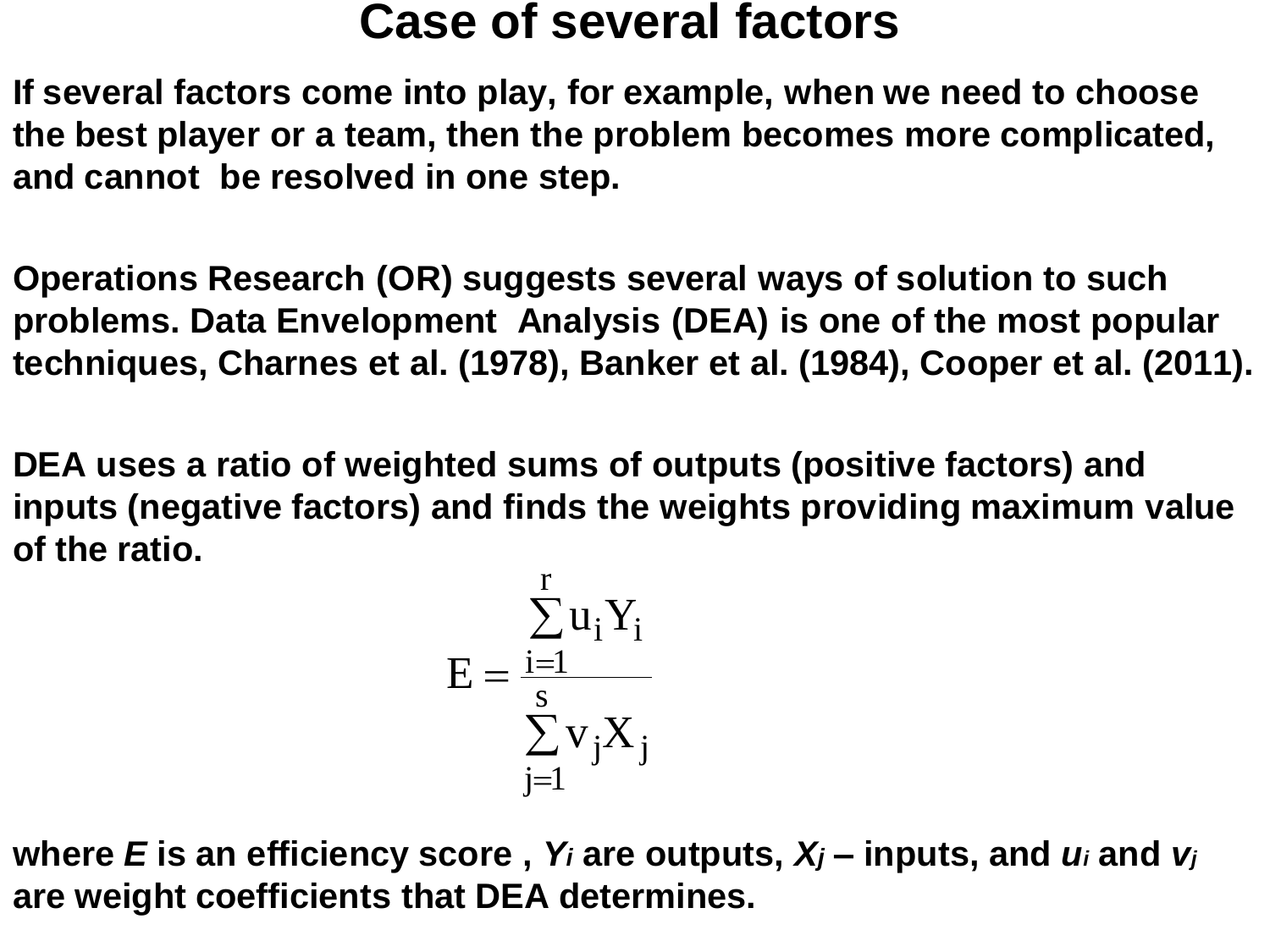# Case of several factors

If several factors come into play, for example, when we need to choose the best player or a team, then the problem becomes more complicated, and cannot be resolved in one step.

Operations Research (OR) suggests several ways of solution to such problems. Data Envelopment Analysis (DEA) is one of the most popular techniques, Charnes et al. (1978), Banker et al. (1984), Cooper et al. (2011).

DEA uses a ratio of weighted sums of outputs (positive factors) and inputs (negative factors) and finds the weights providing maximum value of the ratio.

$$E = \frac{\sum_{i=1}^{r} u_i Y_i}{\sum_{j=1}^{s} v_j X_j}$$

where *E* is an efficiency score , $Y_i$ are outputs, $X_j$ – inputs, and $u_i$ and $v_j$ are weight coefficients that DEA determines.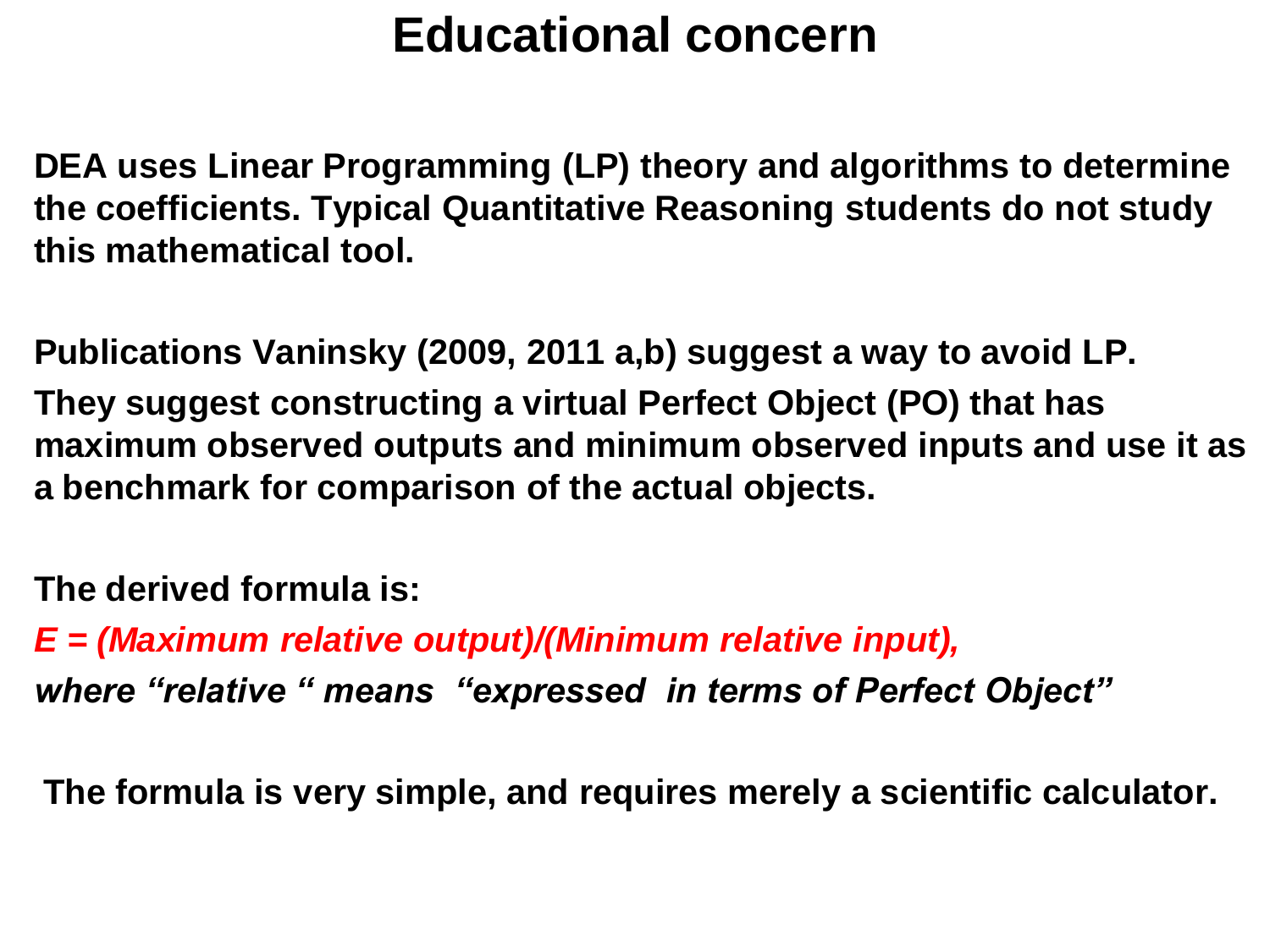# Educational concern

**DEA uses Linear Programming (LP) theory and algorithms to determine the coefficients. Typical Quantitative Reasoning students do not study this mathematical tool.**

**Publications Vaninsky (2009, 2011 a,b) suggest a way to avoid LP.**
**They suggest constructing a virtual Perfect Object (PO) that has maximum observed outputs and minimum observed inputs and use it as a benchmark for comparison of the actual objects.**

**The derived formula is:**

***E = (Maximum relative output)/(Minimum relative input),***
***where "relative " means "expressed in terms of Perfect Object"***

**The formula is very simple, and requires merely a scientific calculator.**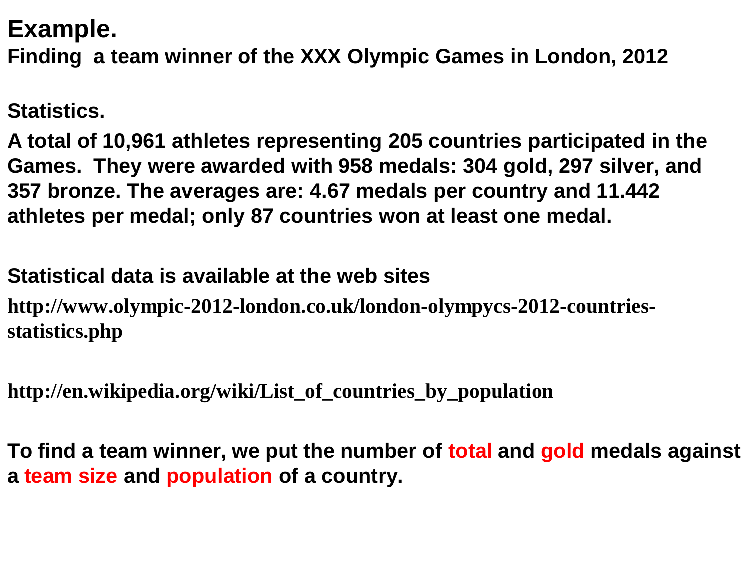# Example.

## Finding a team winner of the XXX Olympic Games in London, 2012

**Statistics.**

**A total of 10,961 athletes representing 205 countries participated in the Games. They were awarded with 958 medals: 304 gold, 297 silver, and 357 bronze. The averages are: 4.67 medals per country and 11.442 athletes per medal; only 87 countries won at least one medal.**

**Statistical data is available at the web sites**

**http://www.olympic-2012-london.co.uk/london-olympycs-2012-countries-statistics.php**

**http://en.wikipedia.org/wiki/List_of_countries_by_population**

**To find a team winner, we put the number of total and gold medals against a team size and population of a country.**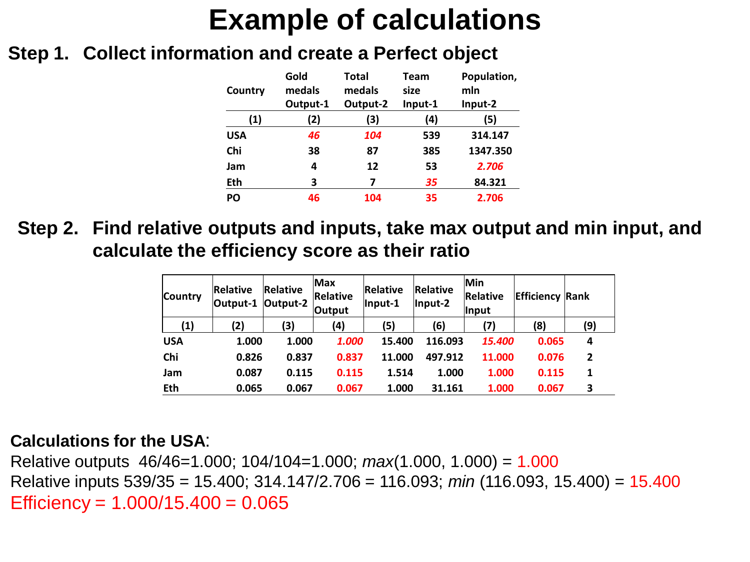# Example of calculations

## Step 1. Collect information and create a Perfect object

| Country | Gold medals Output-1 | Total medals Output-2 | Team size Input-1 | Population, mln Input-2 |
|---|---|---|---|---|
| (1) | (2) | (3) | (4) | (5) |
| USA | *46* | *104* | 539 | 314.147 |
| Chi | 38 | 87 | 385 | 1347.350 |
| Jam | 4 | 12 | 53 | *2.706* |
| Eth | 3 | 7 | *35* | 84.321 |
| PO | 46 | 104 | 35 | 2.706 |

## Step 2. Find relative outputs and inputs, take max output and min input, and calculate the efficiency score as their ratio

| Country | Relative Output-1 | Relative Output-2 | Max Relative Output | Relative Input-1 | Relative Input-2 | Min Relative Input | Efficiency | Rank |
|---|---|---|---|---|---|---|---|---|
| (1) | (2) | (3) | (4) | (5) | (6) | (7) | (8) | (9) |
| USA | 1.000 | 1.000 | *1.000* | 15.400 | 116.093 | *15.400* | 0.065 | 4 |
| Chi | 0.826 | 0.837 | 0.837 | 11.000 | 497.912 | 11.000 | 0.076 | 2 |
| Jam | 0.087 | 0.115 | 0.115 | 1.514 | 1.000 | 1.000 | 0.115 | 1 |
| Eth | 0.065 | 0.067 | 0.067 | 1.000 | 31.161 | 1.000 | 0.067 | 3 |

**Calculations for the USA**:

Relative outputs 46/46=1.000; 104/104=1.000; *max*(1.000, 1.000) = 1.000

Relative inputs 539/35 = 15.400; 314.147/2.706 = 116.093; *min* (116.093, 15.400) = 15.400

Efficiency = 1.000/15.400 = 0.065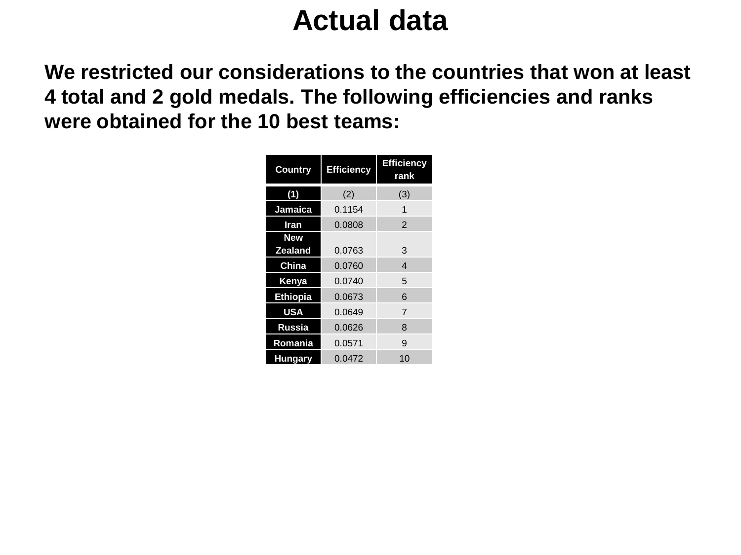# Actual data

**We restricted our considerations to the countries that won at least 4 total and 2 gold medals. The following efficiencies and ranks were obtained for the 10 best teams:**

| Country | Efficiency | Efficiency rank |
|---|---|---|
| (1) | (2) | (3) |
| Jamaica | 0.1154 | 1 |
| Iran | 0.0808 | 2 |
| New Zealand | 0.0763 | 3 |
| China | 0.0760 | 4 |
| Kenya | 0.0740 | 5 |
| Ethiopia | 0.0673 | 6 |
| USA | 0.0649 | 7 |
| Russia | 0.0626 | 8 |
| Romania | 0.0571 | 9 |
| Hungary | 0.0472 | 10 |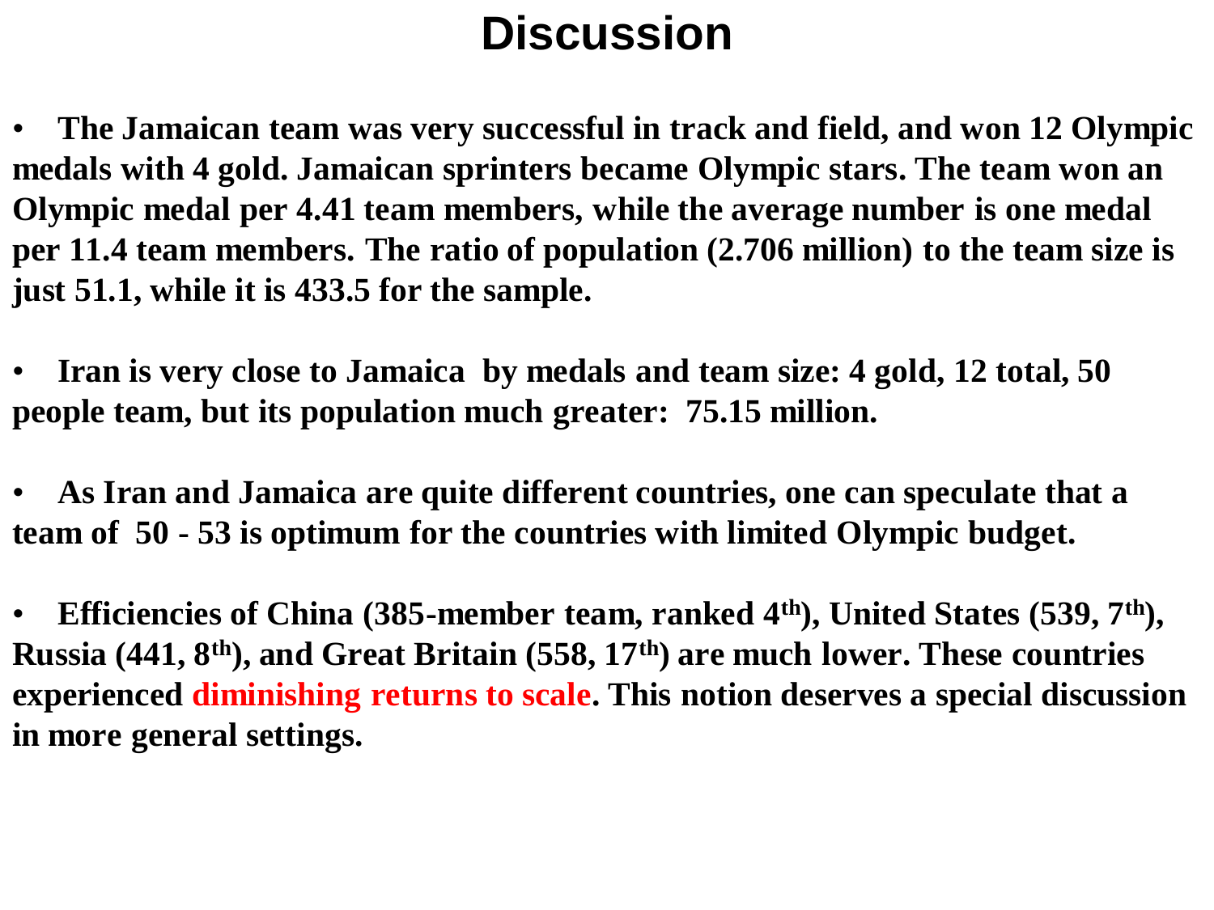# Discussion

- **The Jamaican team was very successful in track and field, and won 12 Olympic medals with 4 gold. Jamaican sprinters became Olympic stars. The team won an Olympic medal per 4.41 team members, while the average number is one medal per 11.4 team members. The ratio of population (2.706 million) to the team size is just 51.1, while it is 433.5 for the sample.**

- **Iran is very close to Jamaica by medals and team size: 4 gold, 12 total, 50 people team, but its population much greater: 75.15 million.**

- **As Iran and Jamaica are quite different countries, one can speculate that a team of 50 - 53 is optimum for the countries with limited Olympic budget.**

- **Efficiencies of China (385-member team, ranked 4th), United States (539, 7th), Russia (441, 8th), and Great Britain (558, 17th) are much lower. These countries experienced diminishing returns to scale. This notion deserves a special discussion in more general settings.**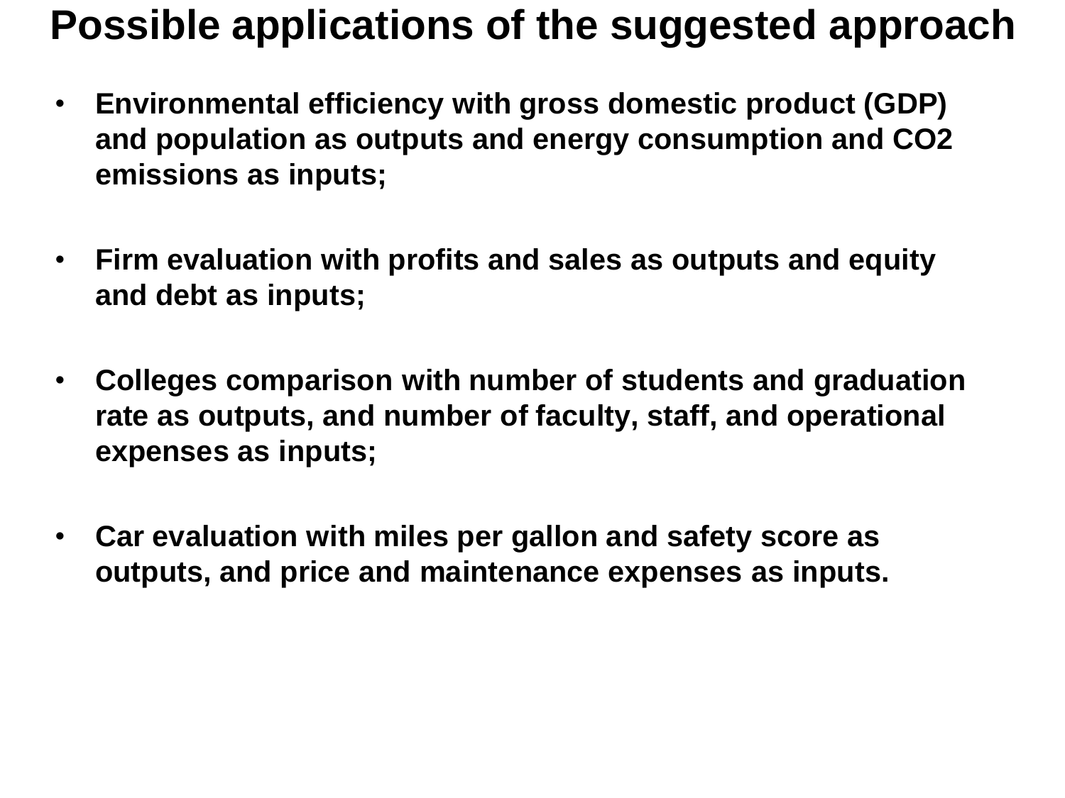# Possible applications of the suggested approach

- **Environmental efficiency with gross domestic product (GDP) and population as outputs and energy consumption and $CO_2$ emissions as inputs;**

- **Firm evaluation with profits and sales as outputs and equity and debt as inputs;**

- **Colleges comparison with number of students and graduation rate as outputs, and number of faculty, staff, and operational expenses as inputs;**

- **Car evaluation with miles per gallon and safety score as outputs, and price and maintenance expenses as inputs.**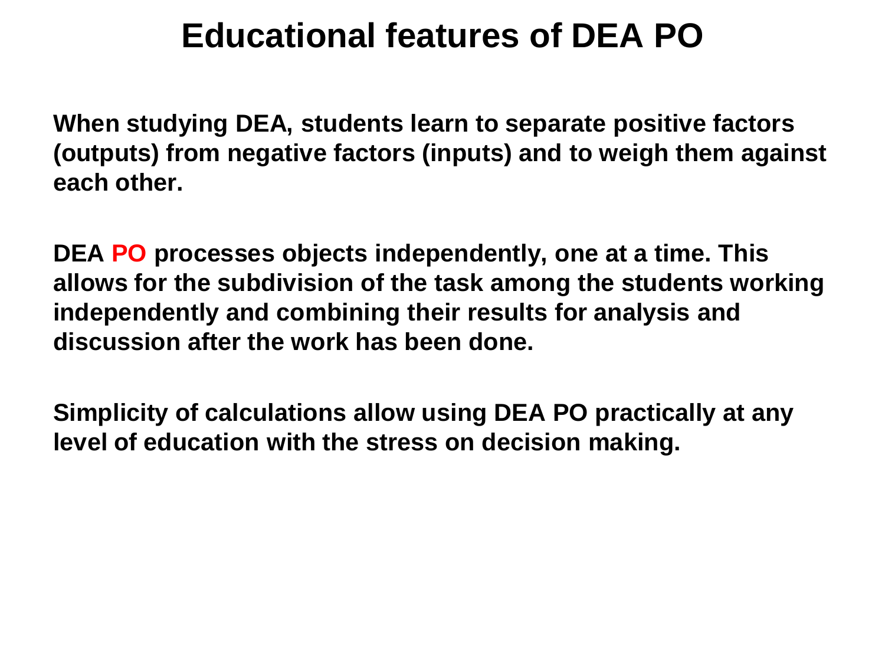# Educational features of DEA PO

**When studying DEA, students learn to separate positive factors (outputs) from negative factors (inputs) and to weigh them against each other.**

**DEA PO processes objects independently, one at a time. This allows for the subdivision of the task among the students working independently and combining their results for analysis and discussion after the work has been done.**

**Simplicity of calculations allow using DEA PO practically at any level of education with the stress on decision making.**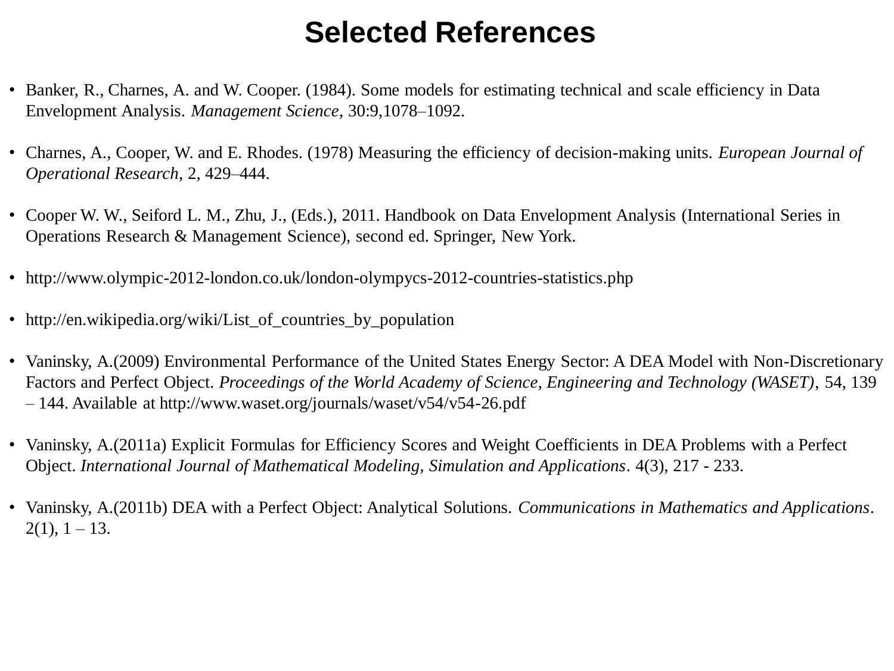# Selected References

- Banker, R., Charnes, A. and W. Cooper. (1984). Some models for estimating technical and scale efficiency in Data Envelopment Analysis. *Management Science*, 30:9,1078–1092.

- Charnes, A., Cooper, W. and E. Rhodes. (1978) Measuring the efficiency of decision-making units. *European Journal of Operational Research*, 2, 429–444.

- Cooper W. W., Seiford L. M., Zhu, J., (Eds.), 2011. Handbook on Data Envelopment Analysis (International Series in Operations Research & Management Science), second ed. Springer, New York.

- http://www.olympic-2012-london.co.uk/london-olympycs-2012-countries-statistics.php

- http://en.wikipedia.org/wiki/List_of_countries_by_population

- Vaninsky, A.(2009) Environmental Performance of the United States Energy Sector: A DEA Model with Non-Discretionary Factors and Perfect Object. *Proceedings of the World Academy of Science, Engineering and Technology (WASET)*, 54, 139 – 144. Available at http://www.waset.org/journals/waset/v54/v54-26.pdf

- Vaninsky, A.(2011a) Explicit Formulas for Efficiency Scores and Weight Coefficients in DEA Problems with a Perfect Object. *International Journal of Mathematical Modeling, Simulation and Applications*. 4(3), 217 - 233.

- Vaninsky, A.(2011b) DEA with a Perfect Object: Analytical Solutions. *Communications in Mathematics and Applications*. 2(1), 1 – 13.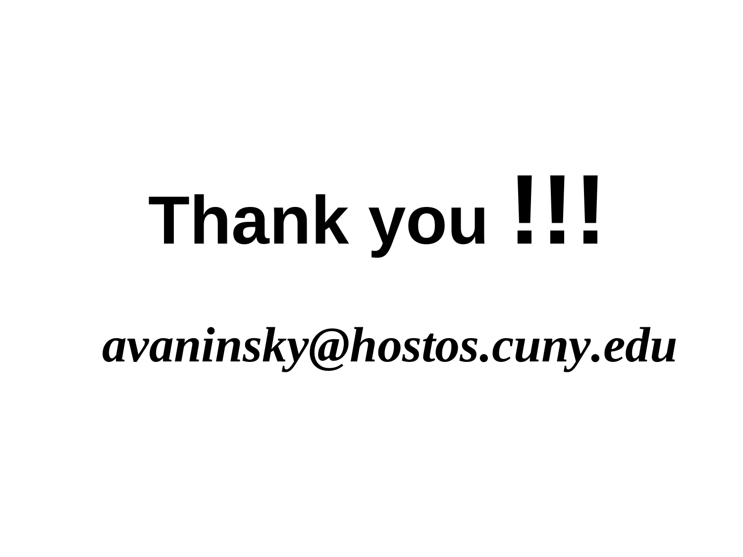# Thank you !!!

***avaninsky@hostos.cuny.edu***